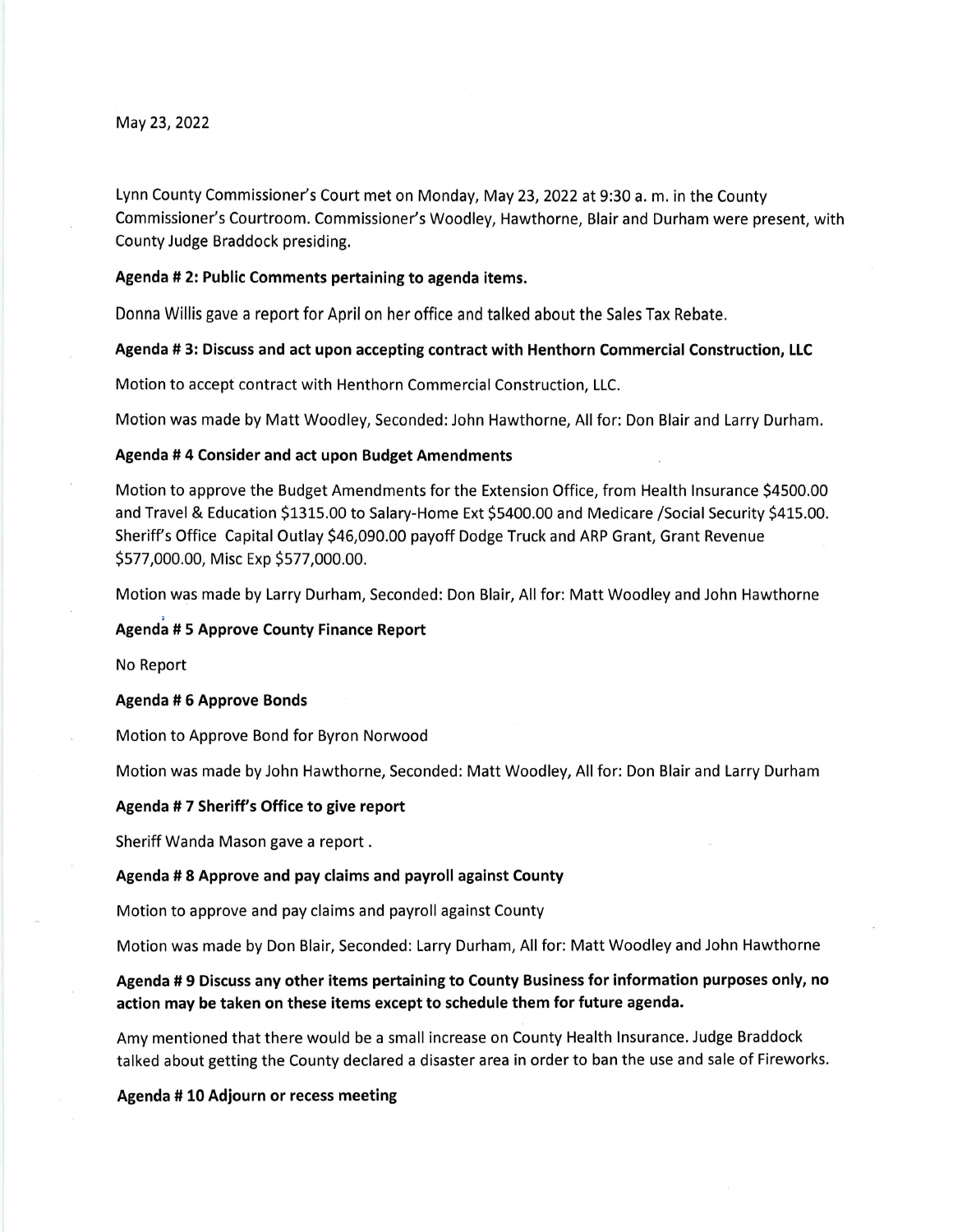May 23, 2022

Lynn County Commissioner's Court met on Monday, May 23, 2022 at 9:30 a. m. in the County Commissioner's Courtroom. Commissioner's Woodley, Hawthorne, Blair and Durham were present, with County Judge Braddock presiding.

**Agenda # 2: Public Comments pertaining to agenda items.**

Donna Willis gave a report for April on her office and talked about the Sales Tax Rebate.

**Agenda # 3: Discuss and act upon accepting contract with Henthorn Commercial Construction, LLC**

Motion to accept contract with Henthorn Commercial Construction, LLC.

Motion was made by Matt Woodley, Seconded: John Hawthorne, All for: Don Blair and Larry Durham.

**Agenda # 4 Consider and act upon Budget Amendments**

Motion to approve the Budget Amendments for the Extension Office, from Health Insurance $4500.00 and Travel & Education $1315.00 to Salary-Home Ext $5400.00 and Medicare /Social Security $415.00. Sheriff's Office Capital Outlay $46,090.00 payoff Dodge Truck and ARP Grant, Grant Revenue $577,000.00, Misc Exp $577,000.00.

Motion was made by Larry Durham, Seconded: Don Blair, All for: Matt Woodley and John Hawthorne

**Agenda # 5 Approve County Finance Report**

No Report

**Agenda # 6 Approve Bonds**

Motion to Approve Bond for Byron Norwood

Motion was made by John Hawthorne, Seconded: Matt Woodley, All for: Don Blair and Larry Durham

**Agenda # 7 Sheriff's Office to give report**

Sheriff Wanda Mason gave a report .

**Agenda # 8 Approve and pay claims and payroll against County**

Motion to approve and pay claims and payroll against County

Motion was made by Don Blair, Seconded: Larry Durham, All for: Matt Woodley and John Hawthorne

**Agenda # 9 Discuss any other items pertaining to County Business for information purposes only, no action may be taken on these items except to schedule them for future agenda.**

Amy mentioned that there would be a small increase on County Health Insurance. Judge Braddock talked about getting the County declared a disaster area in order to ban the use and sale of Fireworks.

**Agenda # 10 Adjourn or recess meeting**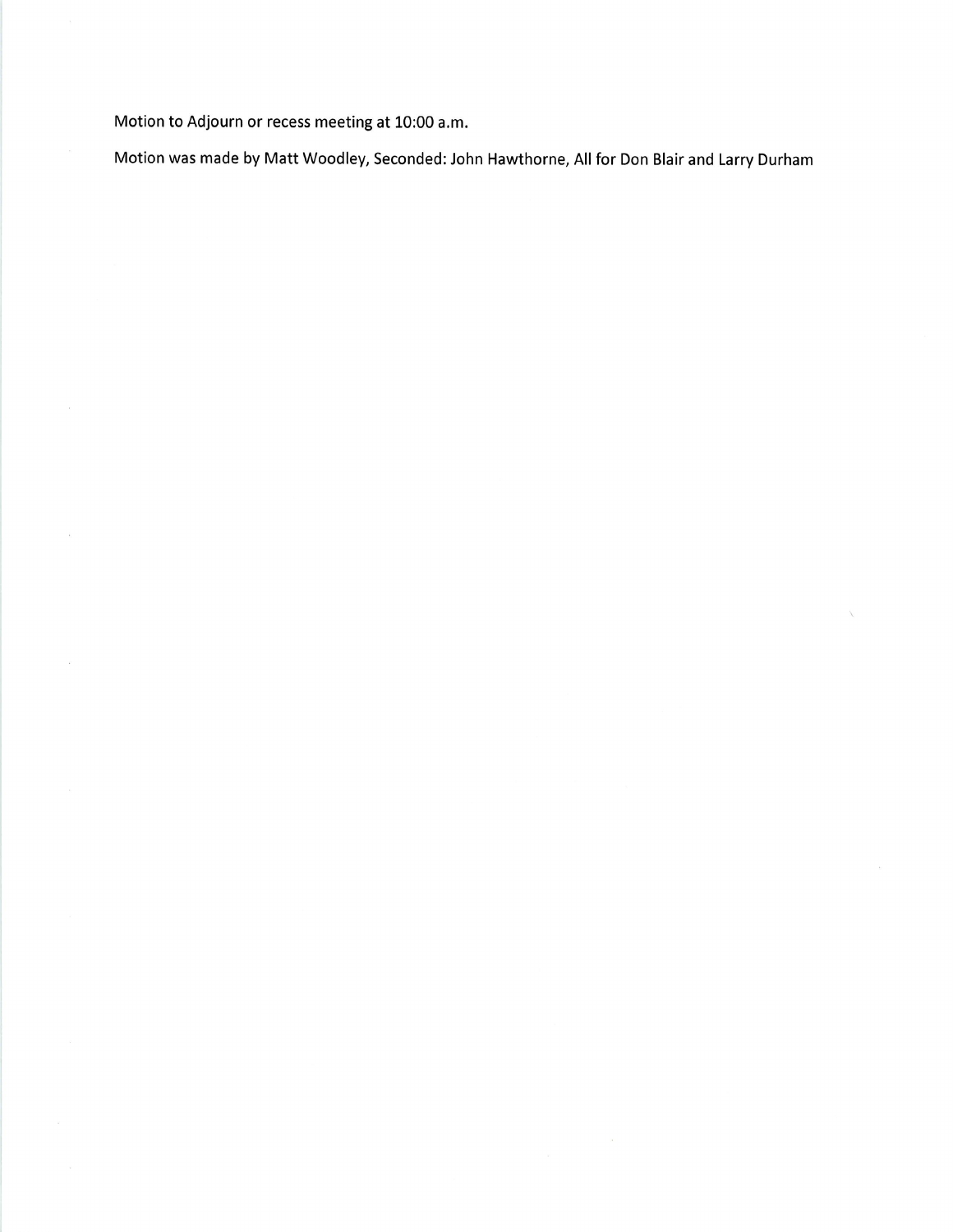Motion to Adjourn or recess meeting at 10:00 a.m.

Motion was made by Matt Woodley, Seconded: John Hawthorne, All for Don Blair and Larry Durham